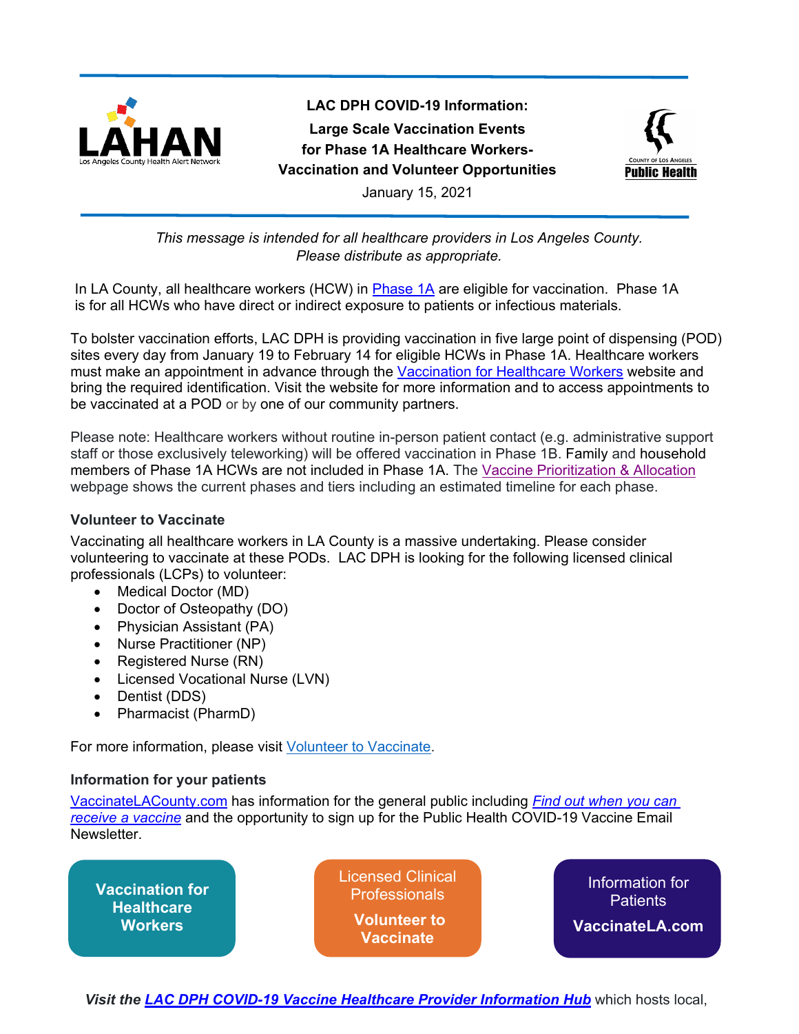**LAC DPH COVID-19 Information:**
**Large Scale Vaccination Events for Phase 1A Healthcare Workers- Vaccination and Volunteer Opportunities**

January 15, 2021

*This message is intended for all healthcare providers in Los Angeles County. Please distribute as appropriate.*

In LA County, all healthcare workers (HCW) in Phase 1A are eligible for vaccination. Phase 1A is for all HCWs who have direct or indirect exposure to patients or infectious materials.

To bolster vaccination efforts, LAC DPH is providing vaccination in five large point of dispensing (POD) sites every day from January 19 to February 14 for eligible HCWs in Phase 1A. Healthcare workers must make an appointment in advance through the Vaccination for Healthcare Workers website and bring the required identification. Visit the website for more information and to access appointments to be vaccinated at a POD or by one of our community partners.

Please note: Healthcare workers without routine in-person patient contact (e.g. administrative support staff or those exclusively teleworking) will be offered vaccination in Phase 1B. Family and household members of Phase 1A HCWs are not included in Phase 1A. The Vaccine Prioritization & Allocation webpage shows the current phases and tiers including an estimated timeline for each phase.

### Volunteer to Vaccinate

Vaccinating all healthcare workers in LA County is a massive undertaking. Please consider volunteering to vaccinate at these PODs. LAC DPH is looking for the following licensed clinical professionals (LCPs) to volunteer:

- Medical Doctor (MD)
- Doctor of Osteopathy (DO)
- Physician Assistant (PA)
- Nurse Practitioner (NP)
- Registered Nurse (RN)
- Licensed Vocational Nurse (LVN)
- Dentist (DDS)
- Pharmacist (PharmD)

For more information, please visit Volunteer to Vaccinate.

### Information for your patients

VaccinateLACounty.com has information for the general public including *Find out when you can receive a vaccine* and the opportunity to sign up for the Public Health COVID-19 Vaccine Email Newsletter.

**Vaccination for Healthcare Workers**

Licensed Clinical Professionals **Volunteer to Vaccinate**

Information for Patients **VaccinateLA.com**

***Visit the LAC DPH COVID-19 Vaccine Healthcare Provider Information Hub*** which hosts local,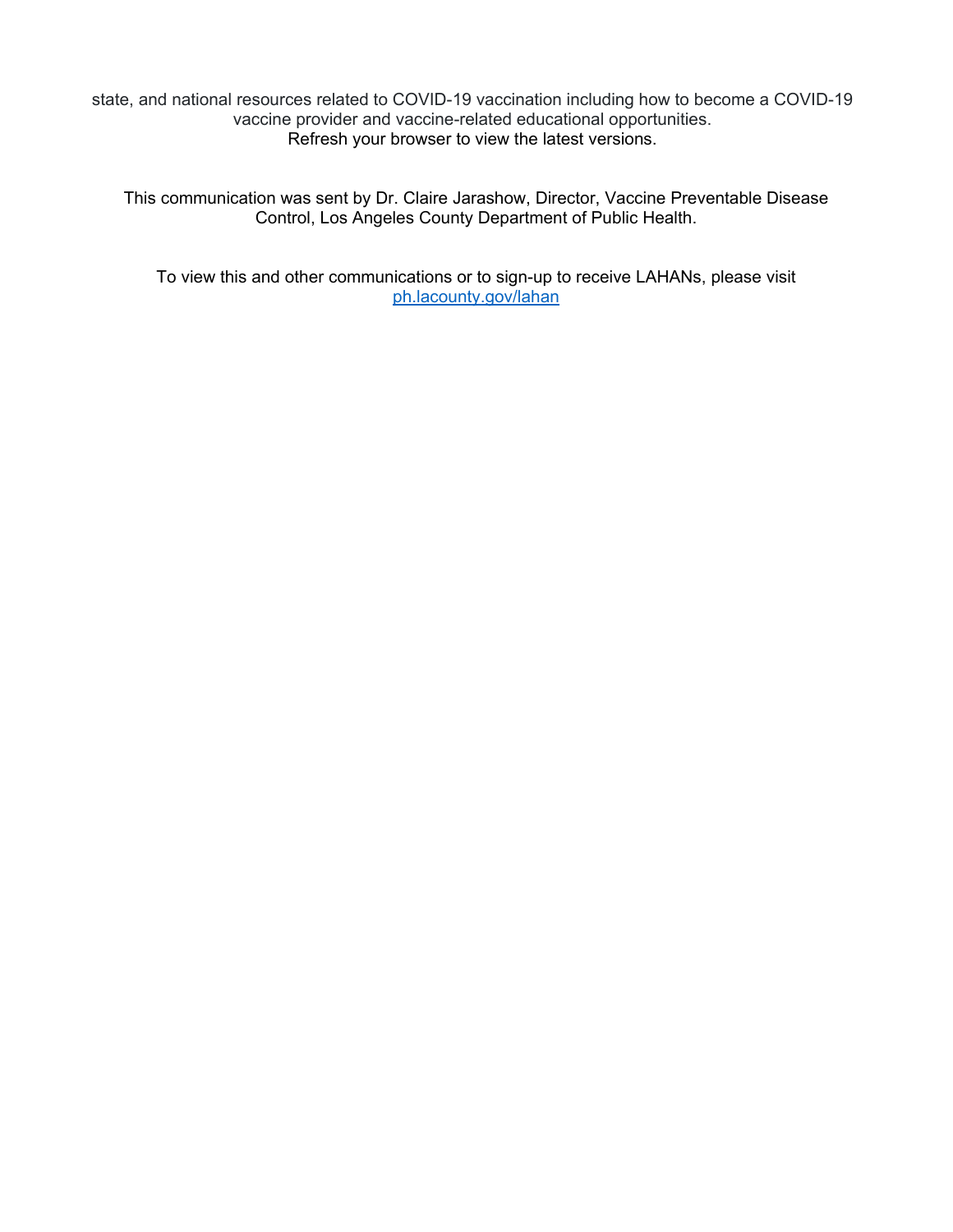state, and national resources related to COVID-19 vaccination including how to become a COVID-19 vaccine provider and vaccine-related educational opportunities.
Refresh your browser to view the latest versions.

This communication was sent by Dr. Claire Jarashow, Director, Vaccine Preventable Disease Control, Los Angeles County Department of Public Health.

To view this and other communications or to sign-up to receive LAHANs, please visit [ph.lacounty.gov/lahan](http://ph.lacounty.gov/lahan)